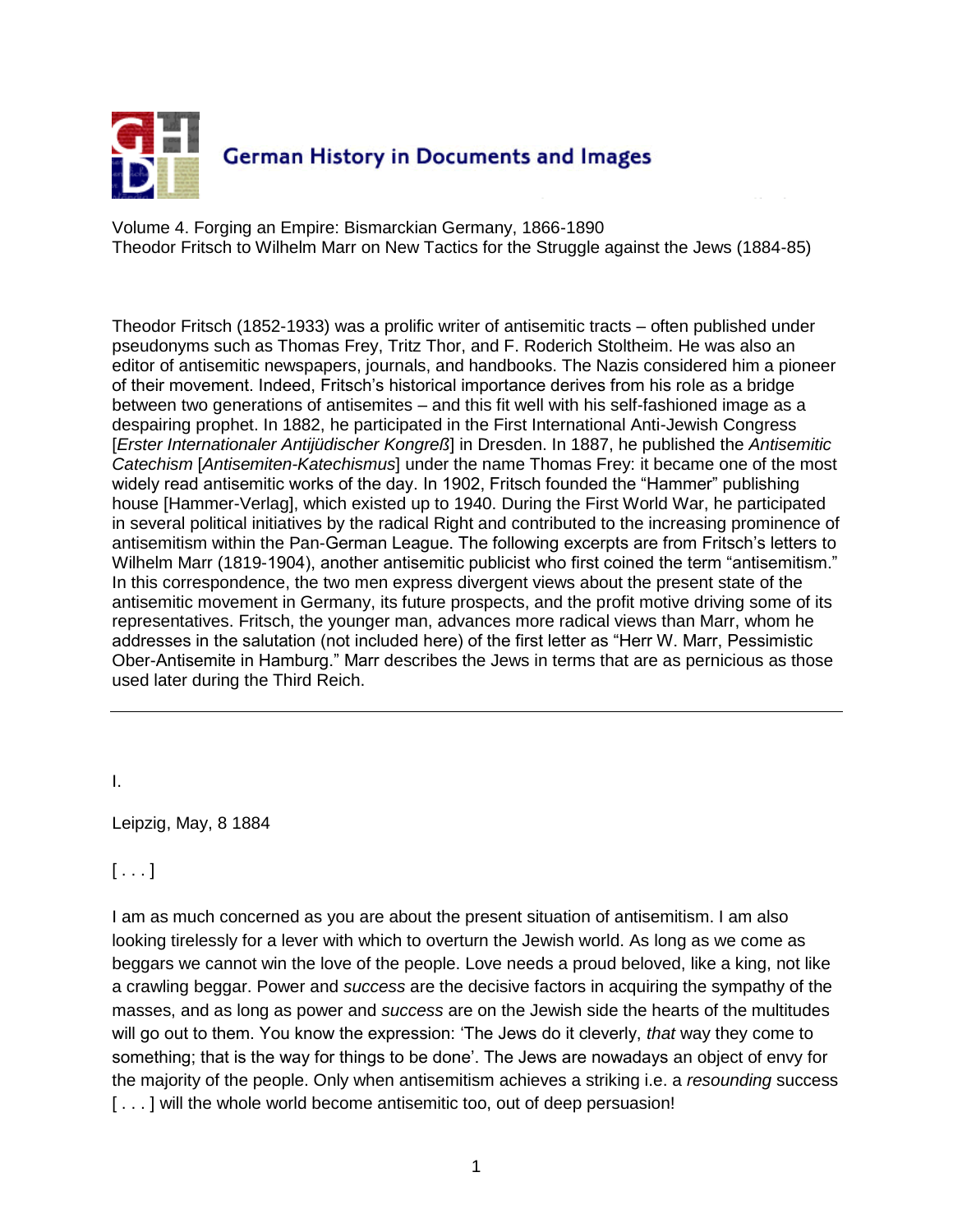German History in Documents and Images

Volume 4. Forging an Empire: Bismarckian Germany, 1866-1890
Theodor Fritsch to Wilhelm Marr on New Tactics for the Struggle against the Jews (1884-85)

Theodor Fritsch (1852-1933) was a prolific writer of antisemitic tracts – often published under pseudonyms such as Thomas Frey, Tritz Thor, and F. Roderich Stoltheim. He was also an editor of antisemitic newspapers, journals, and handbooks. The Nazis considered him a pioneer of their movement. Indeed, Fritsch's historical importance derives from his role as a bridge between two generations of antisemites – and this fit well with his self-fashioned image as a despairing prophet. In 1882, he participated in the First International Anti-Jewish Congress [*Erster Internationaler Antijüdischer Kongreß*] in Dresden. In 1887, he published the *Antisemitic Catechism* [*Antisemiten-Katechismus*] under the name Thomas Frey: it became one of the most widely read antisemitic works of the day. In 1902, Fritsch founded the "Hammer" publishing house [Hammer-Verlag], which existed up to 1940. During the First World War, he participated in several political initiatives by the radical Right and contributed to the increasing prominence of antisemitism within the Pan-German League. The following excerpts are from Fritsch's letters to Wilhelm Marr (1819-1904), another antisemitic publicist who first coined the term "antisemitism." In this correspondence, the two men express divergent views about the present state of the antisemitic movement in Germany, its future prospects, and the profit motive driving some of its representatives. Fritsch, the younger man, advances more radical views than Marr, whom he addresses in the salutation (not included here) of the first letter as "Herr W. Marr, Pessimistic Ober-Antisemite in Hamburg." Marr describes the Jews in terms that are as pernicious as those used later during the Third Reich.

---

I.

Leipzig, May, 8 1884

[ . . . ]

I am as much concerned as you are about the present situation of antisemitism. I am also looking tirelessly for a lever with which to overturn the Jewish world. As long as we come as beggars we cannot win the love of the people. Love needs a proud beloved, like a king, not like a crawling beggar. Power and *success* are the decisive factors in acquiring the sympathy of the masses, and as long as power and *success* are on the Jewish side the hearts of the multitudes will go out to them. You know the expression: 'The Jews do it cleverly, *that* way they come to something; that is the way for things to be done'. The Jews are nowadays an object of envy for the majority of the people. Only when antisemitism achieves a striking i.e. a *resounding* success [ . . . ] will the whole world become antisemitic too, out of deep persuasion!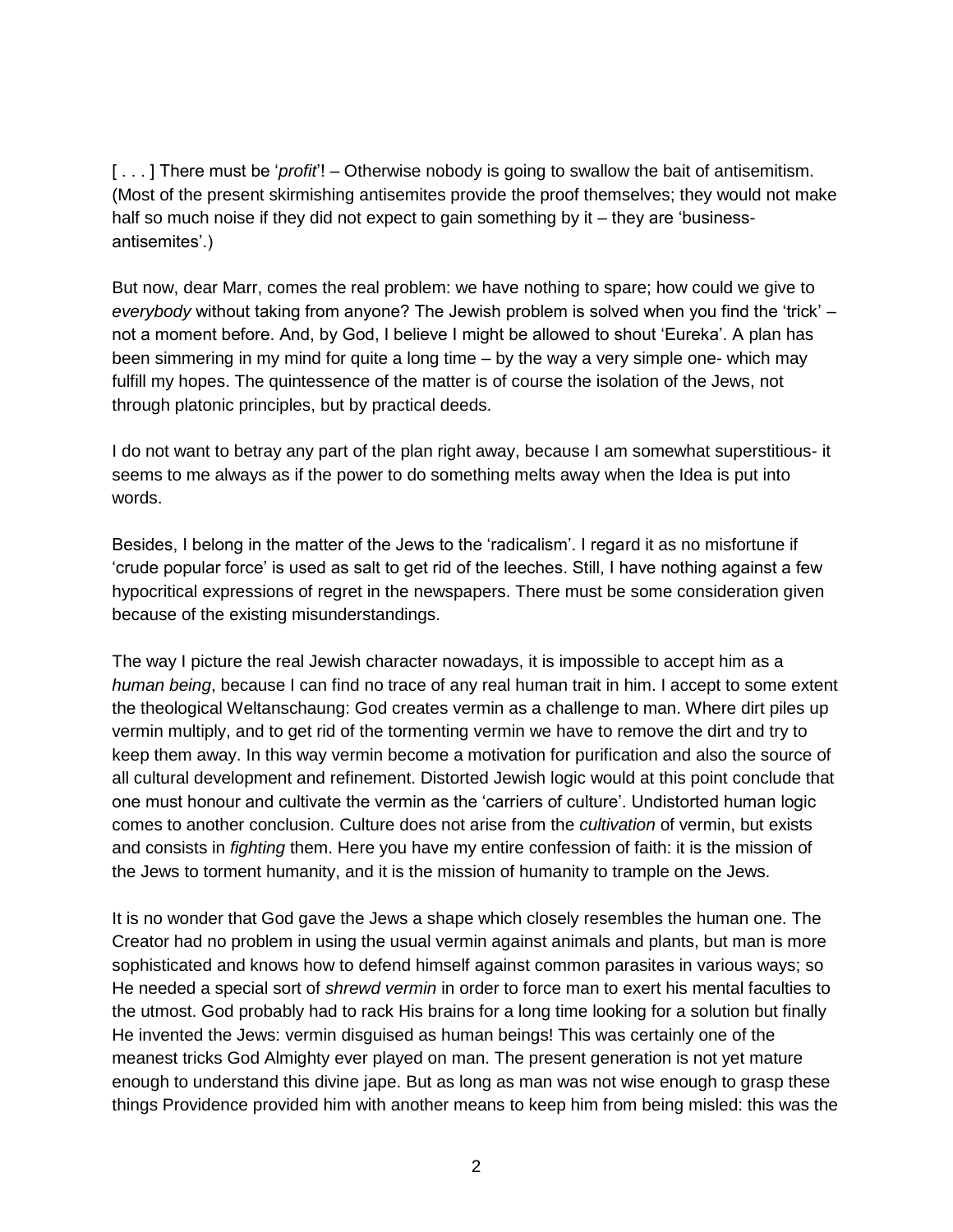[ . . . ] There must be '*profit*'! – Otherwise nobody is going to swallow the bait of antisemitism. (Most of the present skirmishing antisemites provide the proof themselves; they would not make half so much noise if they did not expect to gain something by it – they are 'business-antisemites'.)

But now, dear Marr, comes the real problem: we have nothing to spare; how could we give to *everybody* without taking from anyone? The Jewish problem is solved when you find the 'trick' – not a moment before. And, by God, I believe I might be allowed to shout 'Eureka'. A plan has been simmering in my mind for quite a long time – by the way a very simple one- which may fulfill my hopes. The quintessence of the matter is of course the isolation of the Jews, not through platonic principles, but by practical deeds.

I do not want to betray any part of the plan right away, because I am somewhat superstitious- it seems to me always as if the power to do something melts away when the Idea is put into words.

Besides, I belong in the matter of the Jews to the 'radicalism'. I regard it as no misfortune if 'crude popular force' is used as salt to get rid of the leeches. Still, I have nothing against a few hypocritical expressions of regret in the newspapers. There must be some consideration given because of the existing misunderstandings.

The way I picture the real Jewish character nowadays, it is impossible to accept him as a *human being*, because I can find no trace of any real human trait in him. I accept to some extent the theological Weltanschaung: God creates vermin as a challenge to man. Where dirt piles up vermin multiply, and to get rid of the tormenting vermin we have to remove the dirt and try to keep them away. In this way vermin become a motivation for purification and also the source of all cultural development and refinement. Distorted Jewish logic would at this point conclude that one must honour and cultivate the vermin as the 'carriers of culture'. Undistorted human logic comes to another conclusion. Culture does not arise from the *cultivation* of vermin, but exists and consists in *fighting* them. Here you have my entire confession of faith: it is the mission of the Jews to torment humanity, and it is the mission of humanity to trample on the Jews.

It is no wonder that God gave the Jews a shape which closely resembles the human one. The Creator had no problem in using the usual vermin against animals and plants, but man is more sophisticated and knows how to defend himself against common parasites in various ways; so He needed a special sort of *shrewd vermin* in order to force man to exert his mental faculties to the utmost. God probably had to rack His brains for a long time looking for a solution but finally He invented the Jews: vermin disguised as human beings! This was certainly one of the meanest tricks God Almighty ever played on man. The present generation is not yet mature enough to understand this divine jape. But as long as man was not wise enough to grasp these things Providence provided him with another means to keep him from being misled: this was the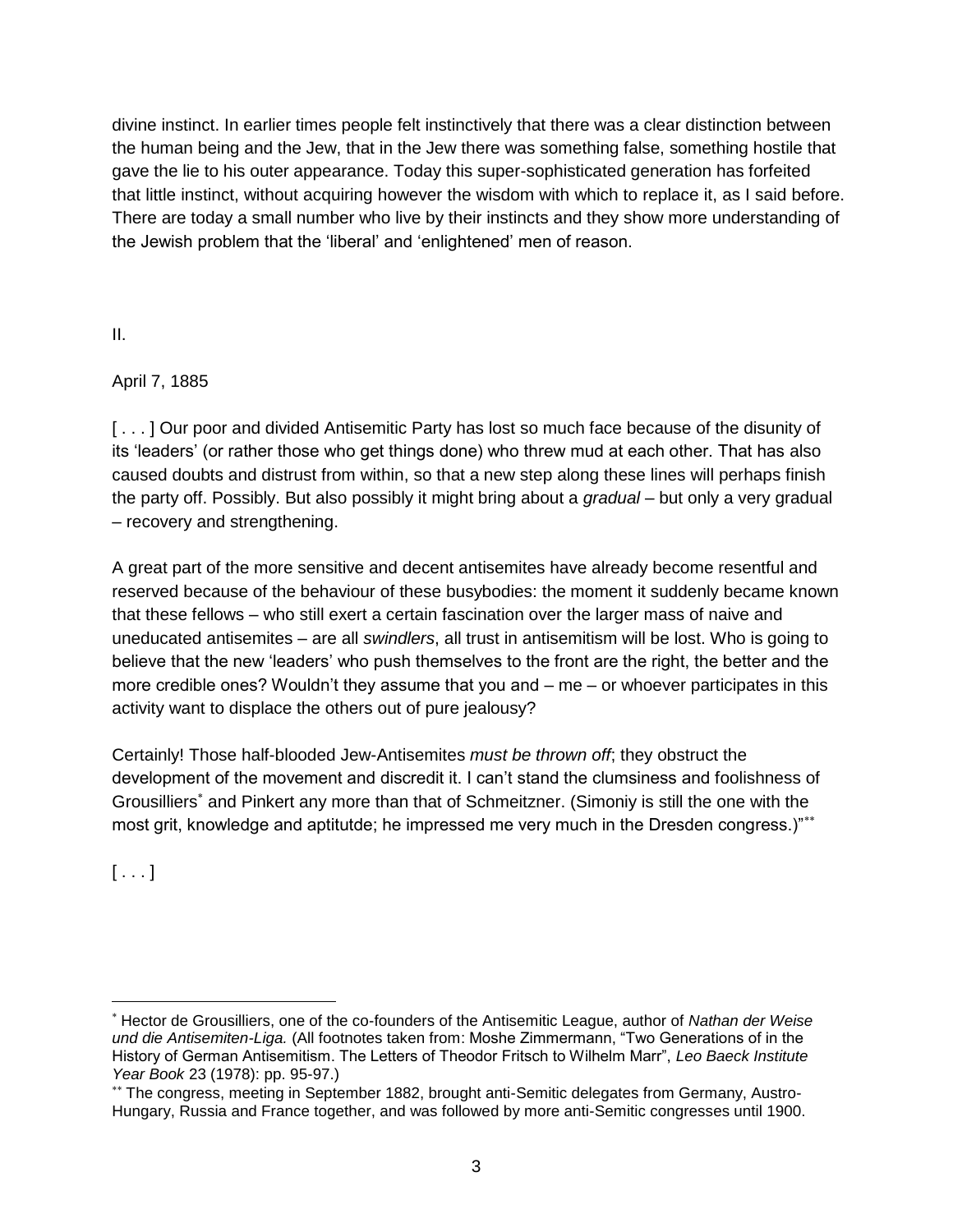divine instinct. In earlier times people felt instinctively that there was a clear distinction between the human being and the Jew, that in the Jew there was something false, something hostile that gave the lie to his outer appearance. Today this super-sophisticated generation has forfeited that little instinct, without acquiring however the wisdom with which to replace it, as I said before. There are today a small number who live by their instincts and they show more understanding of the Jewish problem that the 'liberal' and 'enlightened' men of reason.

II.

April 7, 1885

[ . . . ] Our poor and divided Antisemitic Party has lost so much face because of the disunity of its 'leaders' (or rather those who get things done) who threw mud at each other. That has also caused doubts and distrust from within, so that a new step along these lines will perhaps finish the party off. Possibly. But also possibly it might bring about a *gradual* – but only a very gradual – recovery and strengthening.

A great part of the more sensitive and decent antisemites have already become resentful and reserved because of the behaviour of these busybodies: the moment it suddenly became known that these fellows – who still exert a certain fascination over the larger mass of naive and uneducated antisemites – are all *swindlers*, all trust in antisemitism will be lost. Who is going to believe that the new 'leaders' who push themselves to the front are the right, the better and the more credible ones? Wouldn't they assume that you and – me – or whoever participates in this activity want to displace the others out of pure jealousy?

Certainly! Those half-blooded Jew-Antisemites *must be thrown off*; they obstruct the development of the movement and discredit it. I can't stand the clumsiness and foolishness of Grousilliers[*] and Pinkert any more than that of Schmeitzner. (Simoniy is still the one with the most grit, knowledge and aptitutde; he impressed me very much in the Dresden congress.)"[**]

[ . . . ]

---

[*] Hector de Grousilliers, one of the co-founders of the Antisemitic League, author of *Nathan der Weise und die Antisemiten-Liga.* (All footnotes taken from: Moshe Zimmermann, "Two Generations of in the History of German Antisemitism. The Letters of Theodor Fritsch to Wilhelm Marr", *Leo Baeck Institute Year Book* 23 (1978): pp. 95-97.)

[**] The congress, meeting in September 1882, brought anti-Semitic delegates from Germany, Austro-Hungary, Russia and France together, and was followed by more anti-Semitic congresses until 1900.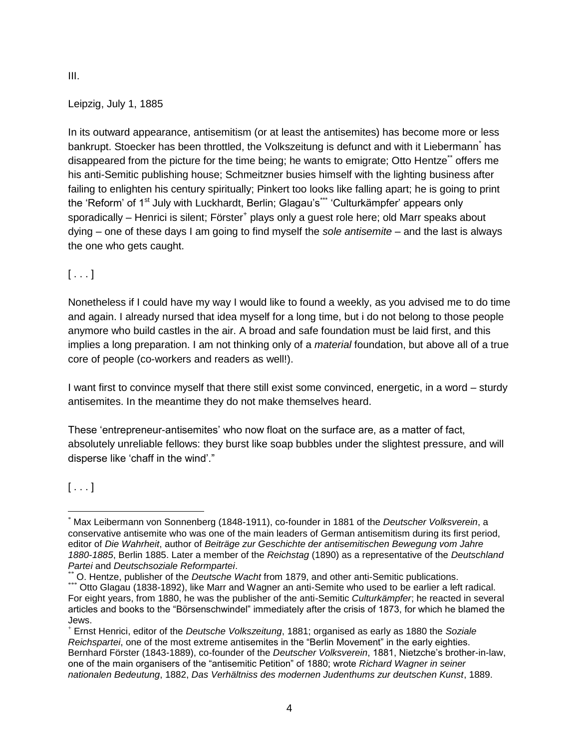III.

Leipzig, July 1, 1885

In its outward appearance, antisemitism (or at least the antisemites) has become more or less bankrupt. Stoecker has been throttled, the Volkszeitung is defunct and with it Liebermann[*] has disappeared from the picture for the time being; he wants to emigrate; Otto Hentze[**] offers me his anti-Semitic publishing house; Schmeitzner busies himself with the lighting business after failing to enlighten his century spiritually; Pinkert too looks like falling apart; he is going to print the 'Reform' of 1st July with Luckhardt, Berlin; Glagau's[***] 'Culturkämpfer' appears only sporadically – Henrici is silent; Förster[+] plays only a guest role here; old Marr speaks about dying – one of these days I am going to find myself the *sole antisemite* – and the last is always the one who gets caught.

[ . . . ]

Nonetheless if I could have my way I would like to found a weekly, as you advised me to do time and again. I already nursed that idea myself for a long time, but i do not belong to those people anymore who build castles in the air. A broad and safe foundation must be laid first, and this implies a long preparation. I am not thinking only of a *material* foundation, but above all of a true core of people (co-workers and readers as well!).

I want first to convince myself that there still exist some convinced, energetic, in a word – sturdy antisemites. In the meantime they do not make themselves heard.

These 'entrepreneur-antisemites' who now float on the surface are, as a matter of fact, absolutely unreliable fellows: they burst like soap bubbles under the slightest pressure, and will disperse like 'chaff in the wind'."

[ . . . ]

---

[*] Max Leibermann von Sonnenberg (1848-1911), co-founder in 1881 of the *Deutscher Volksverein*, a conservative antisemite who was one of the main leaders of German antisemitism during its first period, editor of *Die Wahrheit*, author of *Beiträge zur Geschichte der antisemitischen Bewegung vom Jahre 1880-1885*, Berlin 1885. Later a member of the *Reichstag* (1890) as a representative of the *Deutschland Partei* and *Deutschsoziale Reformpartei*.

[**] O. Hentze, publisher of the *Deutsche Wacht* from 1879, and other anti-Semitic publications.

[***] Otto Glagau (1838-1892), like Marr and Wagner an anti-Semite who used to be earlier a left radical. For eight years, from 1880, he was the publisher of the anti-Semitic *Culturkämpfer*; he reacted in several articles and books to the "Börsenschwindel" immediately after the crisis of 1873, for which he blamed the Jews.

[+] Ernst Henrici, editor of the *Deutsche Volkszeitung*, 1881; organised as early as 1880 the *Soziale Reichspartei*, one of the most extreme antisemites in the "Berlin Movement" in the early eighties. Bernhard Förster (1843-1889), co-founder of the *Deutscher Volksverein*, 1881, Nietzche's brother-in-law, one of the main organisers of the "antisemitic Petition" of 1880; wrote *Richard Wagner in seiner nationalen Bedeutung*, 1882, *Das Verhältniss des modernen Judenthums zur deutschen Kunst*, 1889.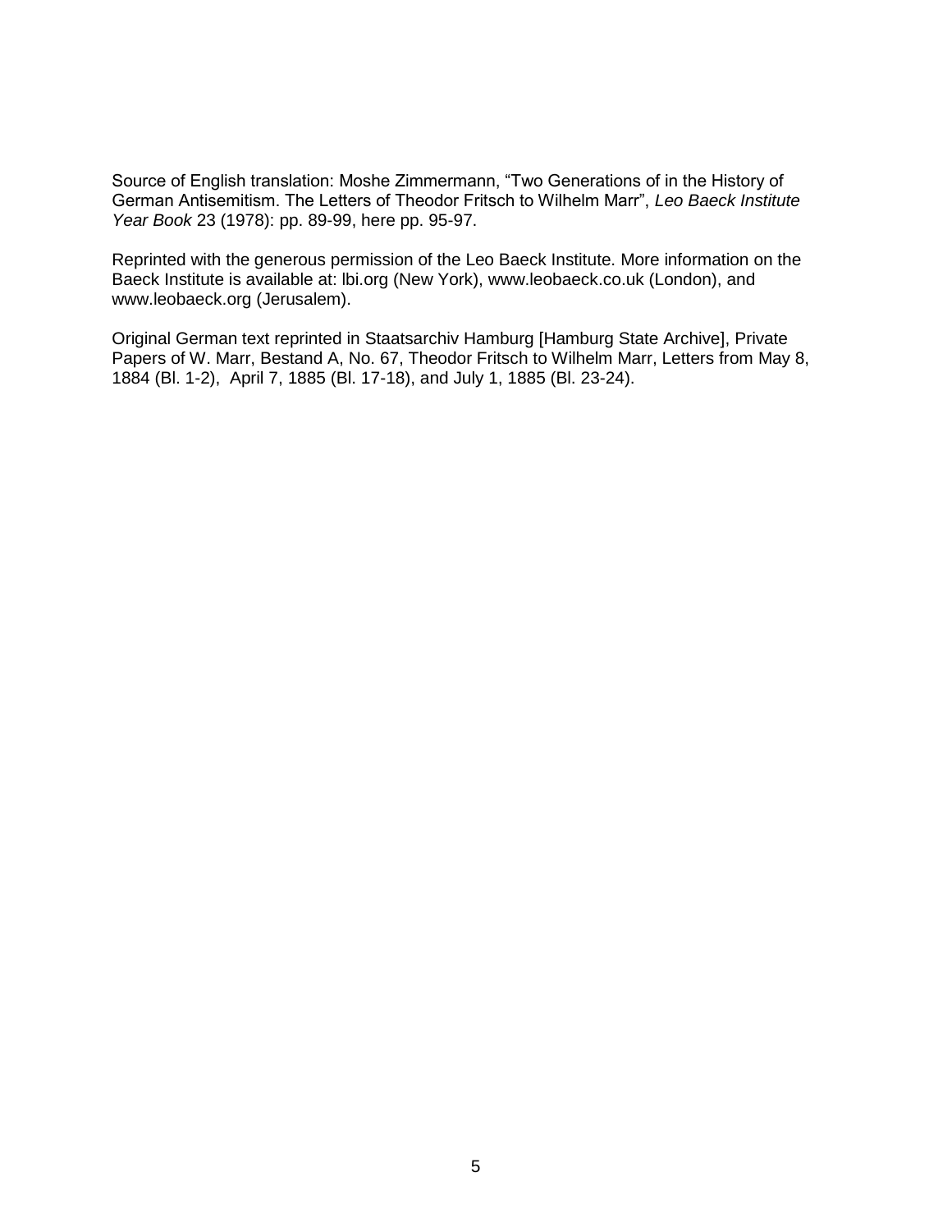Source of English translation: Moshe Zimmermann, "Two Generations of in the History of German Antisemitism. The Letters of Theodor Fritsch to Wilhelm Marr", *Leo Baeck Institute Year Book* 23 (1978): pp. 89-99, here pp. 95-97.

Reprinted with the generous permission of the Leo Baeck Institute. More information on the Baeck Institute is available at: lbi.org (New York), www.leobaeck.co.uk (London), and www.leobaeck.org (Jerusalem).

Original German text reprinted in Staatsarchiv Hamburg [Hamburg State Archive], Private Papers of W. Marr, Bestand A, No. 67, Theodor Fritsch to Wilhelm Marr, Letters from May 8, 1884 (Bl. 1-2), April 7, 1885 (Bl. 17-18), and July 1, 1885 (Bl. 23-24).